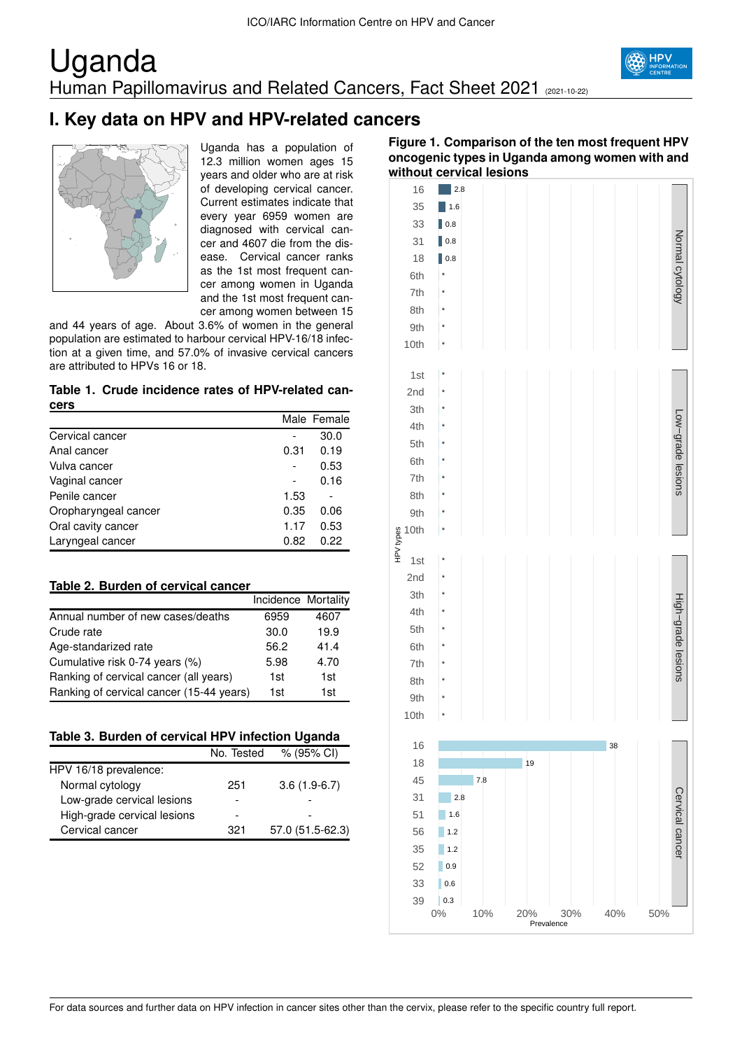ICO/IARC Information Centre on HPV and Cancer

# Uganda

Human Papillomavirus and Related Cancers, Fact Sheet 2021 (2021-10-22)

## I. Key data on HPV and HPV-related cancers

Uganda has a population of 12.3 million women ages 15 years and older who are at risk of developing cervical cancer. Current estimates indicate that every year 6959 women are diagnosed with cervical cancer and 4607 die from the disease. Cervical cancer ranks as the 1st most frequent cancer among women in Uganda and the 1st most frequent cancer among women between 15 and 44 years of age. About 3.6% of women in the general population are estimated to harbour cervical HPV-16/18 infection at a given time, and 57.0% of invasive cervical cancers are attributed to HPVs 16 or 18.

**Table 1. Crude incidence rates of HPV-related cancers**

| | Male | Female |
|---|---|---|
| Cervical cancer | - | 30.0 |
| Anal cancer | 0.31 | 0.19 |
| Vulva cancer | - | 0.53 |
| Vaginal cancer | - | 0.16 |
| Penile cancer | 1.53 | - |
| Oropharyngeal cancer | 0.35 | 0.06 |
| Oral cavity cancer | 1.17 | 0.53 |
| Laryngeal cancer | 0.82 | 0.22 |

**Table 2. Burden of cervical cancer**

| | Incidence | Mortality |
|---|---|---|
| Annual number of new cases/deaths | 6959 | 4607 |
| Crude rate | 30.0 | 19.9 |
| Age-standardized rate | 56.2 | 41.4 |
| Cumulative risk 0-74 years (%) | 5.98 | 4.70 |
| Ranking of cervical cancer (all years) | 1st | 1st |
| Ranking of cervical cancer (15-44 years) | 1st | 1st |

**Table 3. Burden of cervical HPV infection Uganda**

| | No. Tested | % (95% CI) |
|---|---|---|
| HPV 16/18 prevalence: | | |
| Normal cytology | 251 | 3.6 (1.9-6.7) |
| Low-grade cervical lesions | - | - |
| High-grade cervical lesions | - | - |
| Cervical cancer | 321 | 57.0 (51.5-62.3) |

**Figure 1. Comparison of the ten most frequent HPV oncogenic types in Uganda among women with and without cervical lesions**

| Normal cytology: HPV type | Prevalence (%) |
|---|---|
| 16 | 2.8 |
| 35 | 1.6 |
| 33 | 0.8 |
| 31 | 0.8 |
| 18 | 0.8 |
| 6th–10th | * |

| Low-grade lesions: HPV type | Prevalence (%) |
|---|---|
| 1st–10th | * |

| High-grade lesions: HPV type | Prevalence (%) |
|---|---|
| 1st–10th | * |

| Cervical cancer: HPV type | Prevalence (%) |
|---|---|
| 16 | 38 |
| 18 | 19 |
| 45 | 7.8 |
| 31 | 2.8 |
| 51 | 1.6 |
| 56 | 1.2 |
| 35 | 1.2 |
| 52 | 0.9 |
| 33 | 0.6 |
| 39 | 0.3 |

For data sources and further data on HPV infection in cancer sites other than the cervix, please refer to the specific country full report.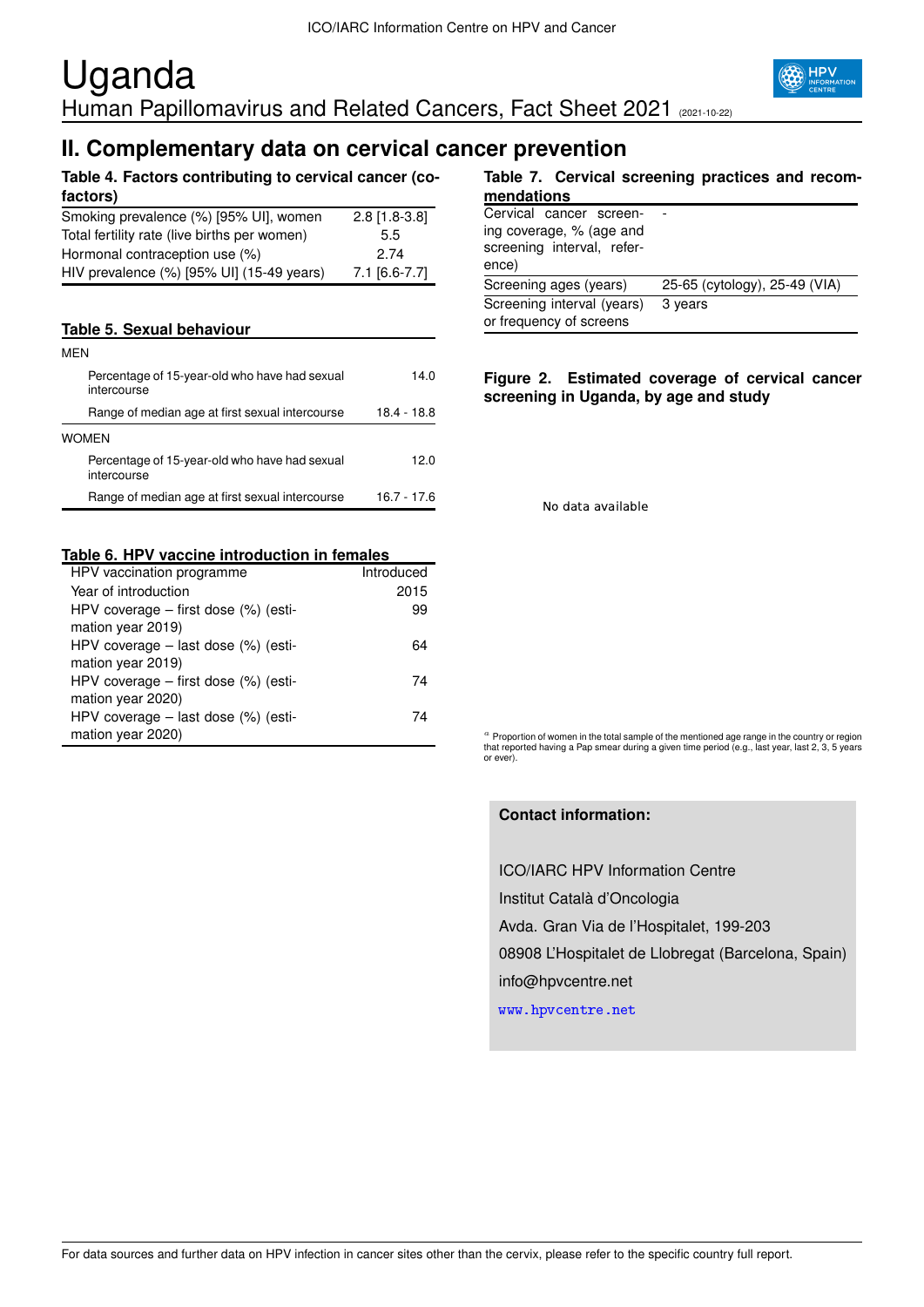# Uganda

Human Papillomavirus and Related Cancers, Fact Sheet 2021 (2021-10-22)

## II. Complementary data on cervical cancer prevention

**Table 4. Factors contributing to cervical cancer (co-factors)**

| | |
|---|---|
| Smoking prevalence (%) [95% UI], women | 2.8 [1.8-3.8] |
| Total fertility rate (live births per women) | 5.5 |
| Hormonal contraception use (%) | 2.74 |
| HIV prevalence (%) [95% UI] (15-49 years) | 7.1 [6.6-7.7] |

**Table 5. Sexual behaviour**

| | |
|---|---|
| MEN | |
| Percentage of 15-year-old who have had sexual intercourse | 14.0 |
| Range of median age at first sexual intercourse | 18.4 - 18.8 |
| WOMEN | |
| Percentage of 15-year-old who have had sexual intercourse | 12.0 |
| Range of median age at first sexual intercourse | 16.7 - 17.6 |

**Table 6. HPV vaccine introduction in females**

| | |
|---|---|
| HPV vaccination programme | Introduced |
| Year of introduction | 2015 |
| HPV coverage – first dose (%) (estimation year 2019) | 99 |
| HPV coverage – last dose (%) (estimation year 2019) | 64 |
| HPV coverage – first dose (%) (estimation year 2020) | 74 |
| HPV coverage – last dose (%) (estimation year 2020) | 74 |

**Table 7. Cervical screening practices and recommendations**

| | |
|---|---|
| Cervical cancer screening coverage, % (age and screening interval, reference) | - |
| Screening ages (years) | 25-65 (cytology), 25-49 (VIA) |
| Screening interval (years) or frequency of screens | 3 years |

**Figure 2. Estimated coverage of cervical cancer screening in Uganda, by age and study**

No data available

[a] Proportion of women in the total sample of the mentioned age range in the country or region that reported having a Pap smear during a given time period (e.g., last year, last 2, 3, 5 years or ever).

**Contact information:**

ICO/IARC HPV Information Centre
Institut Català d'Oncologia
Avda. Gran Via de l'Hospitalet, 199-203
08908 L'Hospitalet de Llobregat (Barcelona, Spain)
info@hpvcentre.net
www.hpvcentre.net

For data sources and further data on HPV infection in cancer sites other than the cervix, please refer to the specific country full report.